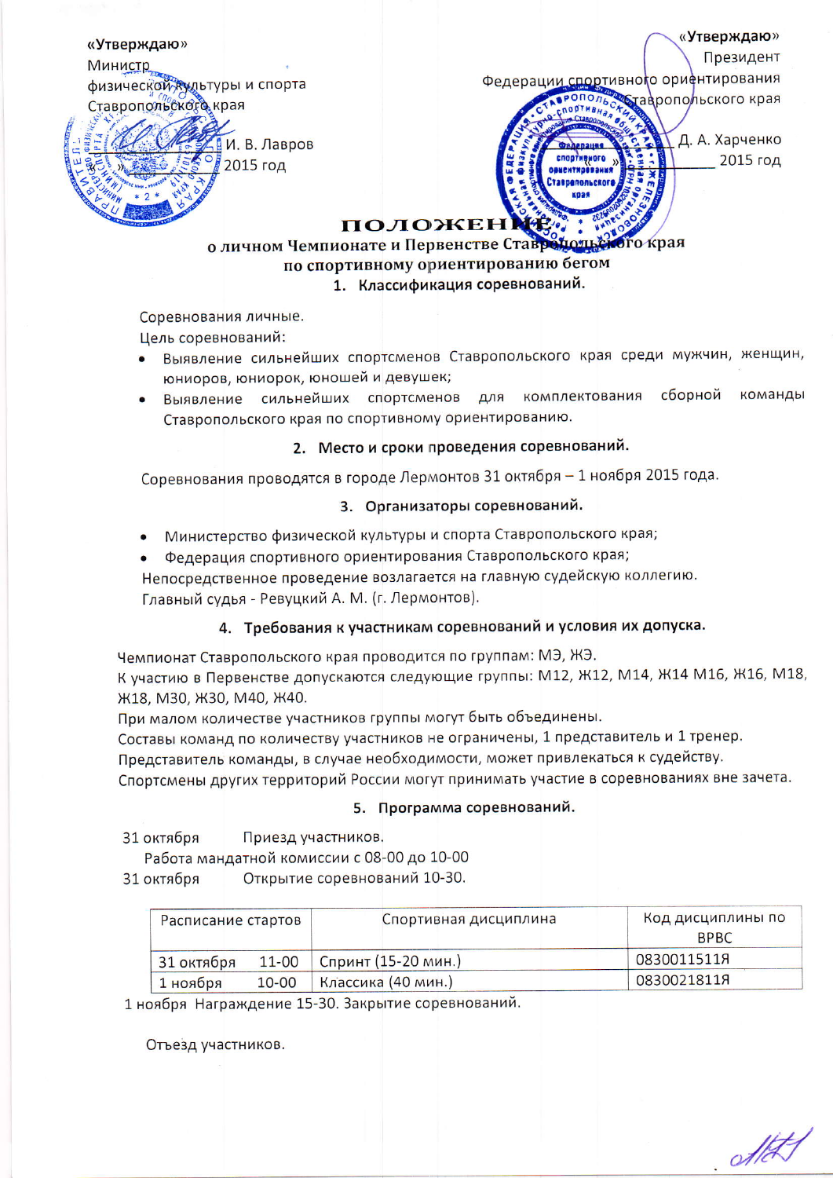«Утверждаю»
Министр
физической культуры и спорта
Ставропольского края

_________ И. В. Лавров
« ___ » _________ 2015 год

«Утверждаю»
Президент
Федерации спортивного ориентирования
Ставропольского края

_________ Д. А. Харченко
« ___ » _________ 2015 год

# ПОЛОЖЕНИЕ

## о личном Чемпионате и Первенстве Ставропольского края по спортивному ориентированию бегом

### 1. Классификация соревнований.

Соревнования личные.

Цель соревнований:

- Выявление сильнейших спортсменов Ставропольского края среди мужчин, женщин, юниоров, юниорок, юношей и девушек;
- Выявление сильнейших спортсменов для комплектования сборной команды Ставропольского края по спортивному ориентированию.

### 2. Место и сроки проведения соревнований.

Соревнования проводятся в городе Лермонтов 31 октября – 1 ноября 2015 года.

### 3. Организаторы соревнований.

- Министерство физической культуры и спорта Ставропольского края;
- Федерация спортивного ориентирования Ставропольского края;

Непосредственное проведение возлагается на главную судейскую коллегию.
Главный судья - Ревуцкий А. М. (г. Лермонтов).

### 4. Требования к участникам соревнований и условия их допуска.

Чемпионат Ставропольского края проводится по группам: МЭ, ЖЭ.
К участию в Первенстве допускаются следующие группы: М12, Ж12, М14, Ж14 М16, Ж16, М18, Ж18, М30, Ж30, М40, Ж40.
При малом количестве участников группы могут быть объединены.
Составы команд по количеству участников не ограничены, 1 представитель и 1 тренер.
Представитель команды, в случае необходимости, может привлекаться к судейству.
Спортсмены других территорий России могут принимать участие в соревнованиях вне зачета.

### 5. Программа соревнований.

31 октября Приезд участников.
Работа мандатной комиссии с 08-00 до 10-00
31 октября Открытие соревнований 10-30.

| Расписание стартов | | Спортивная дисциплина | Код дисциплины по ВРВС |
|---|---|---|---|
| 31 октября | 11-00 | Спринт (15-20 мин.) | 0830011511Я |
| 1 ноября | 10-00 | Классика (40 мин.) | 0830021811Я |

1 ноября Награждение 15-30. Закрытие соревнований.

Отъезд участников.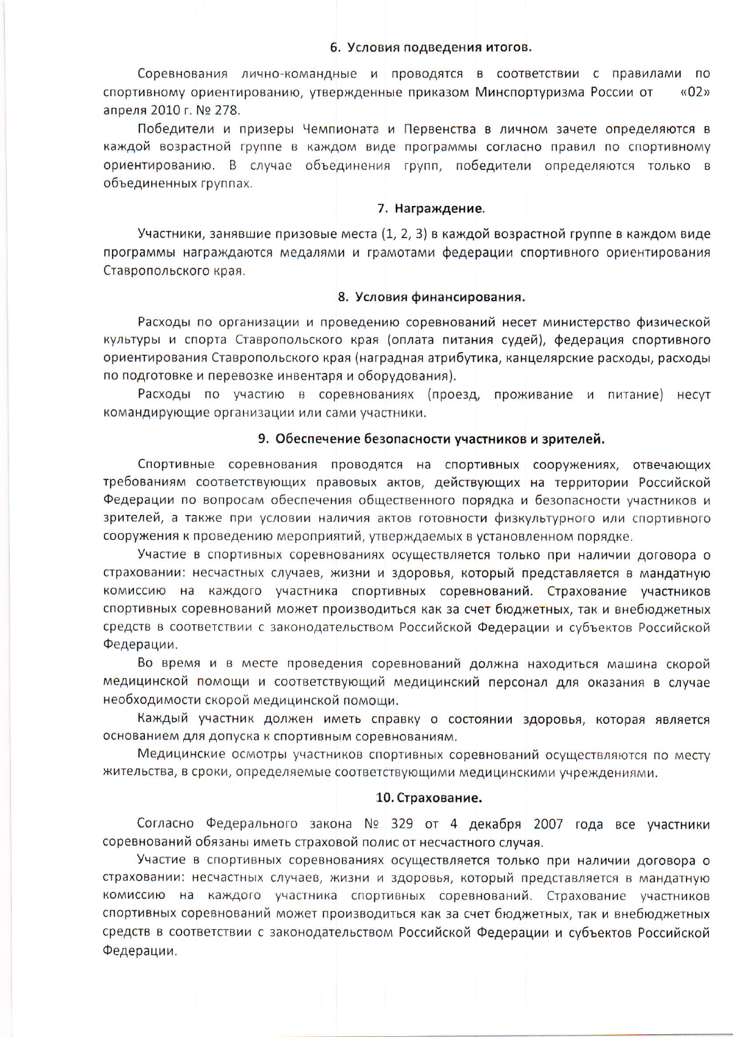## 6. Условия подведения итогов.

Соревнования лично-командные и проводятся в соответствии с правилами по спортивному ориентированию, утвержденные приказом Минспортуризма России от «02» апреля 2010 г. № 278.

Победители и призеры Чемпионата и Первенства в личном зачете определяются в каждой возрастной группе в каждом виде программы согласно правил по спортивному ориентированию. В случае объединения групп, победители определяются только в объединенных группах.

## 7. Награждение.

Участники, занявшие призовые места (1, 2, 3) в каждой возрастной группе в каждом виде программы награждаются медалями и грамотами федерации спортивного ориентирования Ставропольского края.

## 8. Условия финансирования.

Расходы по организации и проведению соревнований несет министерство физической культуры и спорта Ставропольского края (оплата питания судей), федерация спортивного ориентирования Ставропольского края (наградная атрибутика, канцелярские расходы, расходы по подготовке и перевозке инвентаря и оборудования).

Расходы по участию в соревнованиях (проезд, проживание и питание) несут командирующие организации или сами участники.

## 9. Обеспечение безопасности участников и зрителей.

Спортивные соревнования проводятся на спортивных сооружениях, отвечающих требованиям соответствующих правовых актов, действующих на территории Российской Федерации по вопросам обеспечения общественного порядка и безопасности участников и зрителей, а также при условии наличия актов готовности физкультурного или спортивного сооружения к проведению мероприятий, утверждаемых в установленном порядке.

Участие в спортивных соревнованиях осуществляется только при наличии договора о страховании: несчастных случаев, жизни и здоровья, который представляется в мандатную комиссию на каждого участника спортивных соревнований. Страхование участников спортивных соревнований может производиться как за счет бюджетных, так и внебюджетных средств в соответствии с законодательством Российской Федерации и субъектов Российской Федерации.

Во время и в месте проведения соревнований должна находиться машина скорой медицинской помощи и соответствующий медицинский персонал для оказания в случае необходимости скорой медицинской помощи.

Каждый участник должен иметь справку о состоянии здоровья, которая является основанием для допуска к спортивным соревнованиям.

Медицинские осмотры участников спортивных соревнований осуществляются по месту жительства, в сроки, определяемые соответствующими медицинскими учреждениями.

## 10. Страхование.

Согласно Федерального закона № 329 от 4 декабря 2007 года все участники соревнований обязаны иметь страховой полис от несчастного случая.

Участие в спортивных соревнованиях осуществляется только при наличии договора о страховании: несчастных случаев, жизни и здоровья, который представляется в мандатную комиссию на каждого участника спортивных соревнований. Страхование участников спортивных соревнований может производиться как за счет бюджетных, так и внебюджетных средств в соответствии с законодательством Российской Федерации и субъектов Российской Федерации.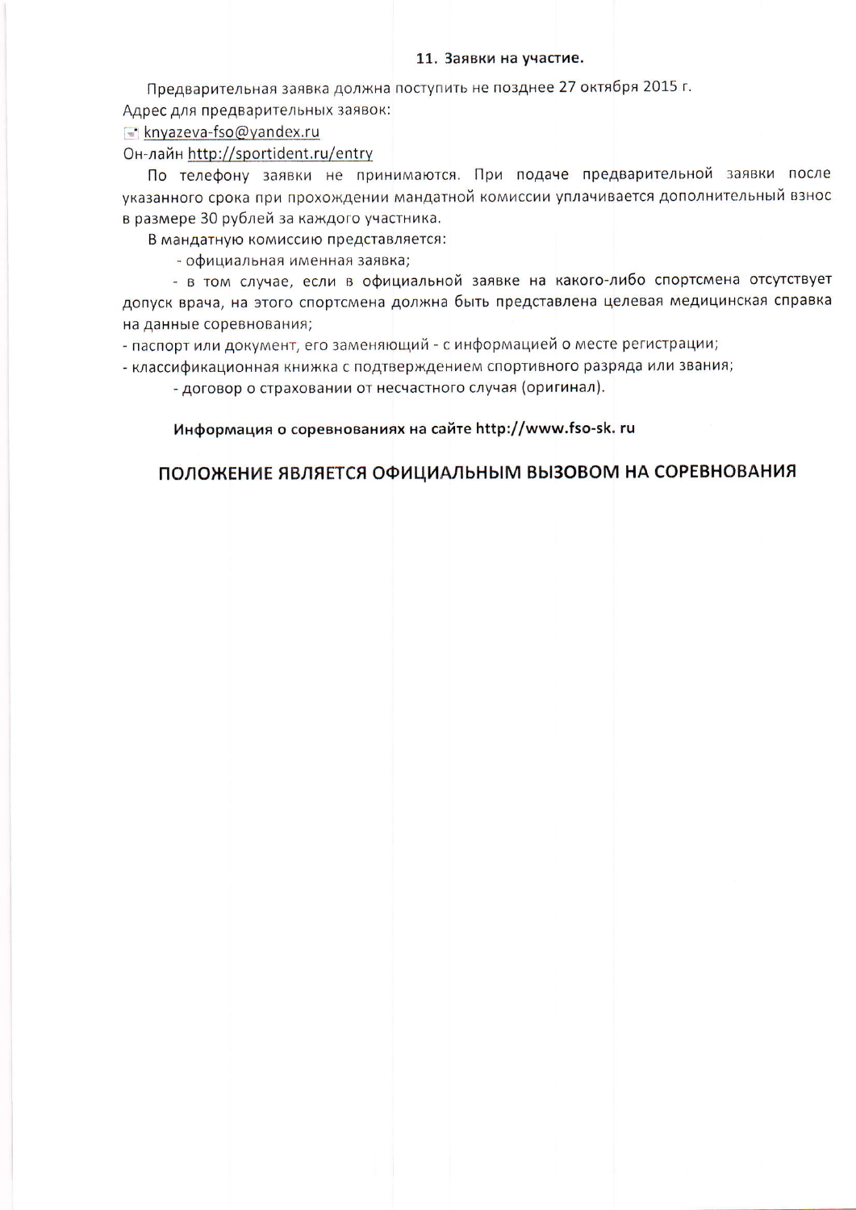### 11. Заявки на участие.

Предварительная заявка должна поступить не позднее 27 октября 2015 г.

Адрес для предварительных заявок:

knyazeva-fso@yandex.ru

Он-лайн http://sportident.ru/entry

По телефону заявки не принимаются. При подаче предварительной заявки после указанного срока при прохождении мандатной комиссии уплачивается дополнительный взнос в размере 30 рублей за каждого участника.

В мандатную комиссию представляется:

- официальная именная заявка;
- в том случае, если в официальной заявке на какого-либо спортсмена отсутствует допуск врача, на этого спортсмена должна быть представлена целевая медицинская справка на данные соревнования;
- паспорт или документ, его заменяющий - с информацией о месте регистрации;
- классификационная книжка с подтверждением спортивного разряда или звания;
- договор о страховании от несчастного случая (оригинал).

**Информация о соревнованиях на сайте http://www.fso-sk. ru**

## ПОЛОЖЕНИЕ ЯВЛЯЕТСЯ ОФИЦИАЛЬНЫМ ВЫЗОВОМ НА СОРЕВНОВАНИЯ